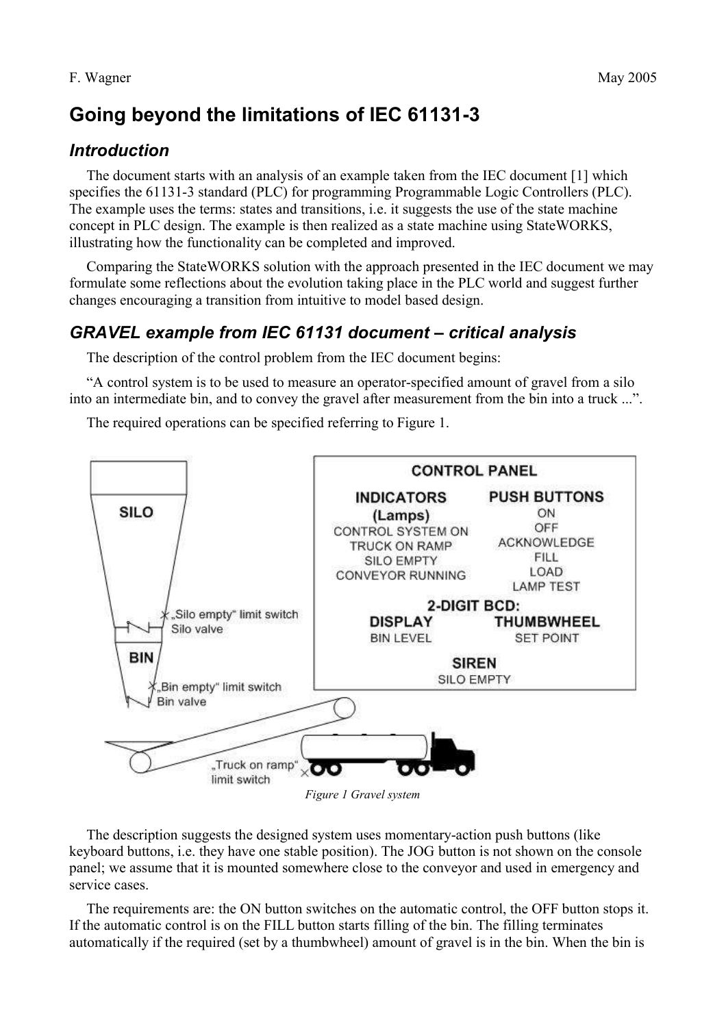F. Wagner May 2005

# Going beyond the limitations of IEC 61131-3

## Introduction

The document starts with an analysis of an example taken from the IEC document [1] which specifies the 61131-3 standard (PLC) for programming Programmable Logic Controllers (PLC). The example uses the terms: states and transitions, i.e. it suggests the use of the state machine concept in PLC design. The example is then realized as a state machine using StateWORKS, illustrating how the functionality can be completed and improved.

Comparing the StateWORKS solution with the approach presented in the IEC document we may formulate some reflections about the evolution taking place in the PLC world and suggest further changes encouraging a transition from intuitive to model based design.

## GRAVEL example from IEC 61131 document – critical analysis

The description of the control problem from the IEC document begins:

"A control system is to be used to measure an operator-specified amount of gravel from a silo into an intermediate bin, and to convey the gravel after measurement from the bin into a truck ...".

The required operations can be specified referring to Figure 1.

*Figure 1 Gravel system*

The description suggests the designed system uses momentary-action push buttons (like keyboard buttons, i.e. they have one stable position). The JOG button is not shown on the console panel; we assume that it is mounted somewhere close to the conveyor and used in emergency and service cases.

The requirements are: the ON button switches on the automatic control, the OFF button stops it. If the automatic control is on the FILL button starts filling of the bin. The filling terminates automatically if the required (set by a thumbwheel) amount of gravel is in the bin. When the bin is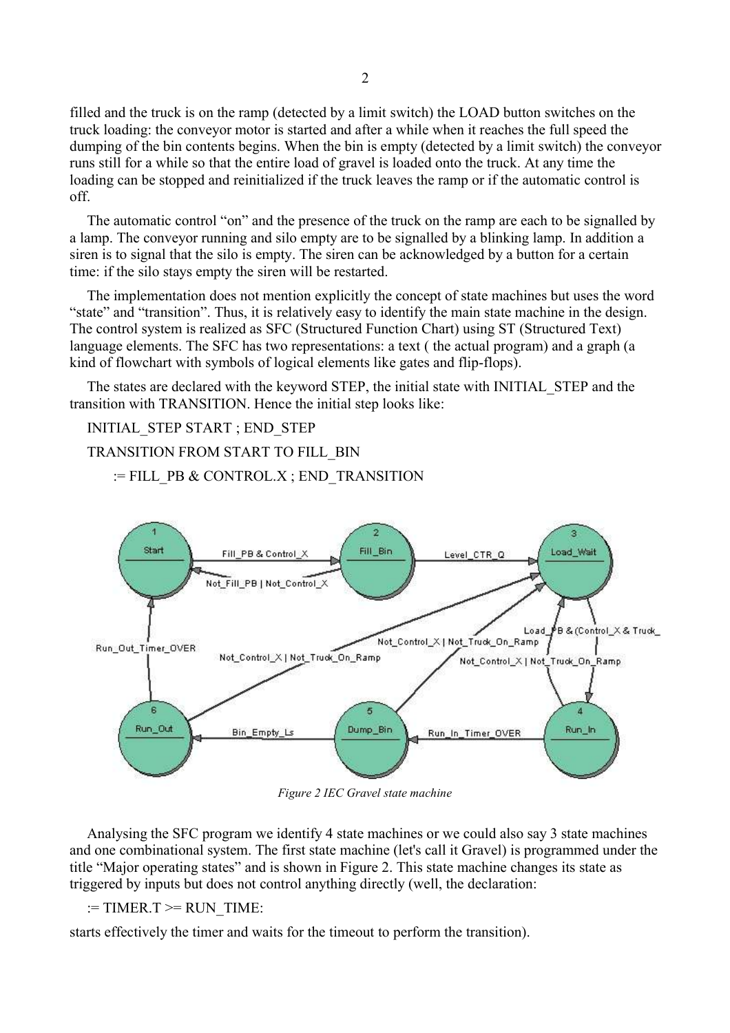filled and the truck is on the ramp (detected by a limit switch) the LOAD button switches on the truck loading: the conveyor motor is started and after a while when it reaches the full speed the dumping of the bin contents begins. When the bin is empty (detected by a limit switch) the conveyor runs still for a while so that the entire load of gravel is loaded onto the truck. At any time the loading can be stopped and reinitialized if the truck leaves the ramp or if the automatic control is off.

The automatic control "on" and the presence of the truck on the ramp are each to be signalled by a lamp. The conveyor running and silo empty are to be signalled by a blinking lamp. In addition a siren is to signal that the silo is empty. The siren can be acknowledged by a button for a certain time: if the silo stays empty the siren will be restarted.

The implementation does not mention explicitly the concept of state machines but uses the word "state" and "transition". Thus, it is relatively easy to identify the main state machine in the design. The control system is realized as SFC (Structured Function Chart) using ST (Structured Text) language elements. The SFC has two representations: a text ( the actual program) and a graph (a kind of flowchart with symbols of logical elements like gates and flip-flops).

The states are declared with the keyword STEP, the initial state with INITIAL_STEP and the transition with TRANSITION. Hence the initial step looks like:

INITIAL_STEP START ; END_STEP

TRANSITION FROM START TO FILL_BIN

:= FILL_PB & CONTROL.X ; END_TRANSITION

*Figure 2 IEC Gravel state machine*

Analysing the SFC program we identify 4 state machines or we could also say 3 state machines and one combinational system. The first state machine (let's call it Gravel) is programmed under the title "Major operating states" and is shown in Figure 2. This state machine changes its state as triggered by inputs but does not control anything directly (well, the declaration:

:= TIMER.T >= RUN_TIME:

starts effectively the timer and waits for the timeout to perform the transition).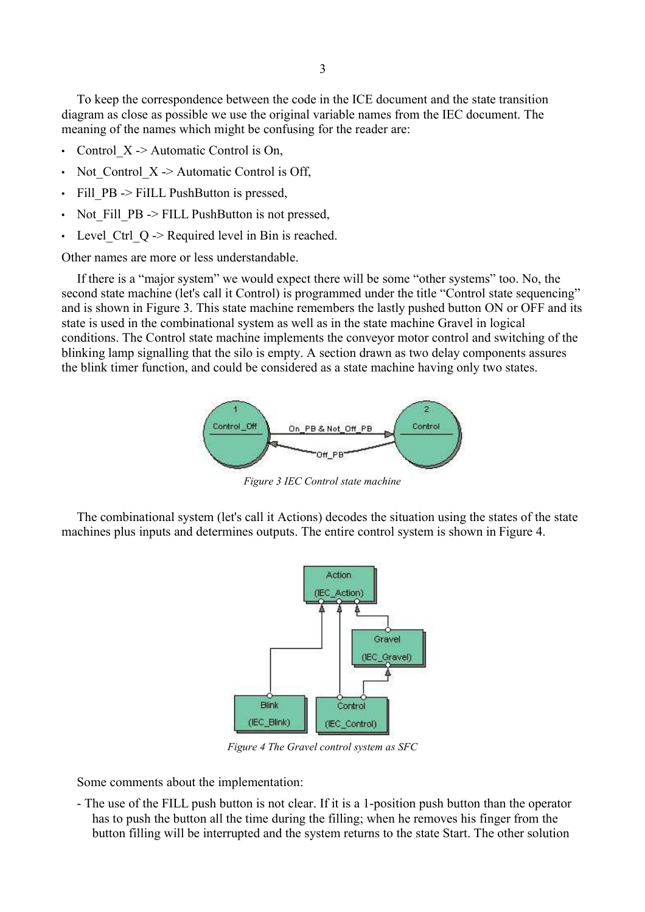To keep the correspondence between the code in the ICE document and the state transition diagram as close as possible we use the original variable names from the IEC document. The meaning of the names which might be confusing for the reader are:

- Control_X -> Automatic Control is On,
- Not_Control_X -> Automatic Control is Off,
- Fill_PB -> FiILL PushButton is pressed,
- Not_Fill_PB -> FILL PushButton is not pressed,
- Level_Ctrl_Q -> Required level in Bin is reached.

Other names are more or less understandable.

If there is a "major system" we would expect there will be some "other systems" too. No, the second state machine (let's call it Control) is programmed under the title "Control state sequencing" and is shown in Figure 3. This state machine remembers the lastly pushed button ON or OFF and its state is used in the combinational system as well as in the state machine Gravel in logical conditions. The Control state machine implements the conveyor motor control and switching of the blinking lamp signalling that the silo is empty. A section drawn as two delay components assures the blink timer function, and could be considered as a state machine having only two states.

*Figure 3 IEC Control state machine*

The combinational system (let's call it Actions) decodes the situation using the states of the state machines plus inputs and determines outputs. The entire control system is shown in Figure 4.

*Figure 4 The Gravel control system as SFC*

Some comments about the implementation:

- The use of the FILL push button is not clear. If it is a 1-position push button than the operator has to push the button all the time during the filling; when he removes his finger from the button filling will be interrupted and the system returns to the state Start. The other solution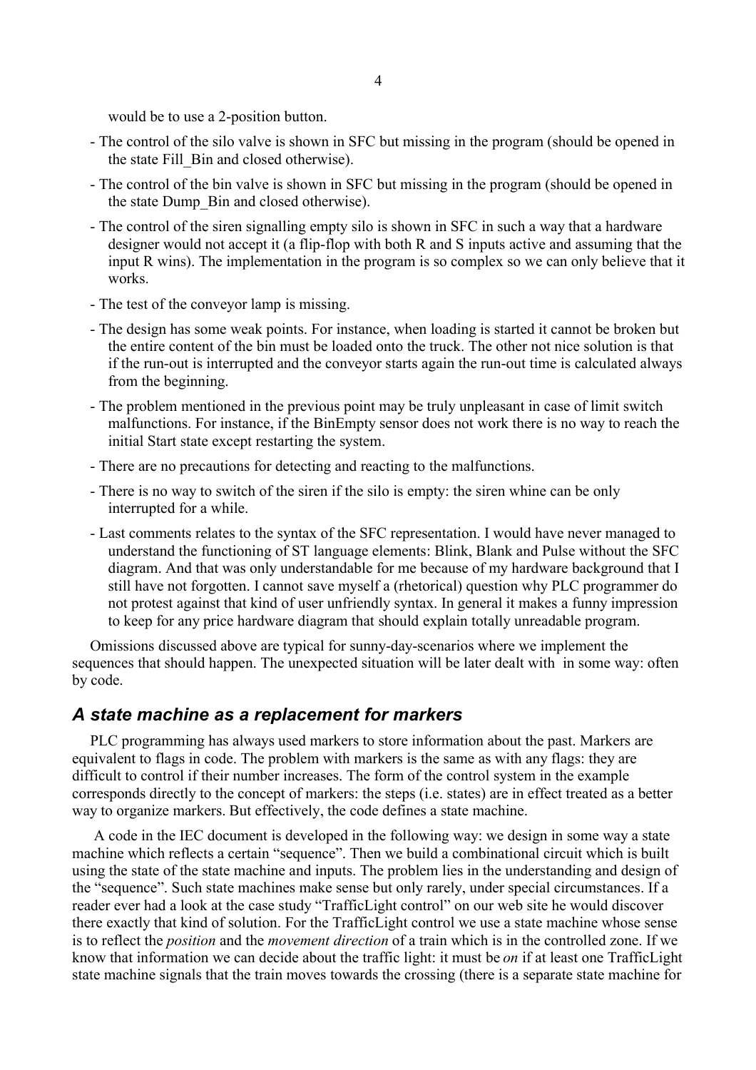would be to use a 2-position button.

- The control of the silo valve is shown in SFC but missing in the program (should be opened in the state Fill_Bin and closed otherwise).
- The control of the bin valve is shown in SFC but missing in the program (should be opened in the state Dump_Bin and closed otherwise).
- The control of the siren signalling empty silo is shown in SFC in such a way that a hardware designer would not accept it (a flip-flop with both R and S inputs active and assuming that the input R wins). The implementation in the program is so complex so we can only believe that it works.
- The test of the conveyor lamp is missing.
- The design has some weak points. For instance, when loading is started it cannot be broken but the entire content of the bin must be loaded onto the truck. The other not nice solution is that if the run-out is interrupted and the conveyor starts again the run-out time is calculated always from the beginning.
- The problem mentioned in the previous point may be truly unpleasant in case of limit switch malfunctions. For instance, if the BinEmpty sensor does not work there is no way to reach the initial Start state except restarting the system.
- There are no precautions for detecting and reacting to the malfunctions.
- There is no way to switch of the siren if the silo is empty: the siren whine can be only interrupted for a while.
- Last comments relates to the syntax of the SFC representation. I would have never managed to understand the functioning of ST language elements: Blink, Blank and Pulse without the SFC diagram. And that was only understandable for me because of my hardware background that I still have not forgotten. I cannot save myself a (rhetorical) question why PLC programmer do not protest against that kind of user unfriendly syntax. In general it makes a funny impression to keep for any price hardware diagram that should explain totally unreadable program.

Omissions discussed above are typical for sunny-day-scenarios where we implement the sequences that should happen. The unexpected situation will be later dealt with in some way: often by code.

## *A state machine as a replacement for markers*

PLC programming has always used markers to store information about the past. Markers are equivalent to flags in code. The problem with markers is the same as with any flags: they are difficult to control if their number increases. The form of the control system in the example corresponds directly to the concept of markers: the steps (i.e. states) are in effect treated as a better way to organize markers. But effectively, the code defines a state machine.

A code in the IEC document is developed in the following way: we design in some way a state machine which reflects a certain "sequence". Then we build a combinational circuit which is built using the state of the state machine and inputs. The problem lies in the understanding and design of the "sequence". Such state machines make sense but only rarely, under special circumstances. If a reader ever had a look at the case study "TrafficLight control" on our web site he would discover there exactly that kind of solution. For the TrafficLight control we use a state machine whose sense is to reflect the *position* and the *movement direction* of a train which is in the controlled zone. If we know that information we can decide about the traffic light: it must be *on* if at least one TrafficLight state machine signals that the train moves towards the crossing (there is a separate state machine for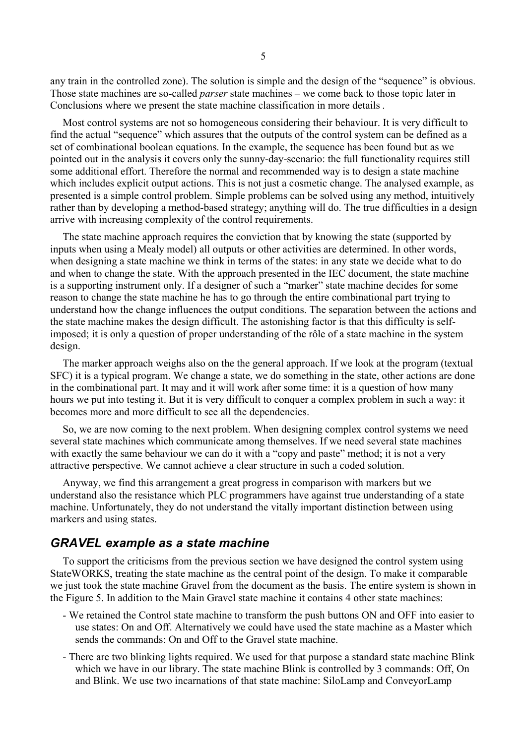any train in the controlled zone). The solution is simple and the design of the "sequence" is obvious. Those state machines are so-called *parser* state machines – we come back to those topic later in Conclusions where we present the state machine classification in more details .

Most control systems are not so homogeneous considering their behaviour. It is very difficult to find the actual "sequence" which assures that the outputs of the control system can be defined as a set of combinational boolean equations. In the example, the sequence has been found but as we pointed out in the analysis it covers only the sunny-day-scenario: the full functionality requires still some additional effort. Therefore the normal and recommended way is to design a state machine which includes explicit output actions. This is not just a cosmetic change. The analysed example, as presented is a simple control problem. Simple problems can be solved using any method, intuitively rather than by developing a method-based strategy; anything will do. The true difficulties in a design arrive with increasing complexity of the control requirements.

The state machine approach requires the conviction that by knowing the state (supported by inputs when using a Mealy model) all outputs or other activities are determined. In other words, when designing a state machine we think in terms of the states: in any state we decide what to do and when to change the state. With the approach presented in the IEC document, the state machine is a supporting instrument only. If a designer of such a "marker" state machine decides for some reason to change the state machine he has to go through the entire combinational part trying to understand how the change influences the output conditions. The separation between the actions and the state machine makes the design difficult. The astonishing factor is that this difficulty is self-imposed; it is only a question of proper understanding of the rôle of a state machine in the system design.

The marker approach weighs also on the the general approach. If we look at the program (textual SFC) it is a typical program. We change a state, we do something in the state, other actions are done in the combinational part. It may and it will work after some time: it is a question of how many hours we put into testing it. But it is very difficult to conquer a complex problem in such a way: it becomes more and more difficult to see all the dependencies.

So, we are now coming to the next problem. When designing complex control systems we need several state machines which communicate among themselves. If we need several state machines with exactly the same behaviour we can do it with a "copy and paste" method; it is not a very attractive perspective. We cannot achieve a clear structure in such a coded solution.

Anyway, we find this arrangement a great progress in comparison with markers but we understand also the resistance which PLC programmers have against true understanding of a state machine. Unfortunately, they do not understand the vitally important distinction between using markers and using states.

## *GRAVEL example as a state machine*

To support the criticisms from the previous section we have designed the control system using StateWORKS, treating the state machine as the central point of the design. To make it comparable we just took the state machine Gravel from the document as the basis. The entire system is shown in the Figure 5. In addition to the Main Gravel state machine it contains 4 other state machines:

- We retained the Control state machine to transform the push buttons ON and OFF into easier to use states: On and Off. Alternatively we could have used the state machine as a Master which sends the commands: On and Off to the Gravel state machine.
- There are two blinking lights required. We used for that purpose a standard state machine Blink which we have in our library. The state machine Blink is controlled by 3 commands: Off, On and Blink. We use two incarnations of that state machine: SiloLamp and ConveyorLamp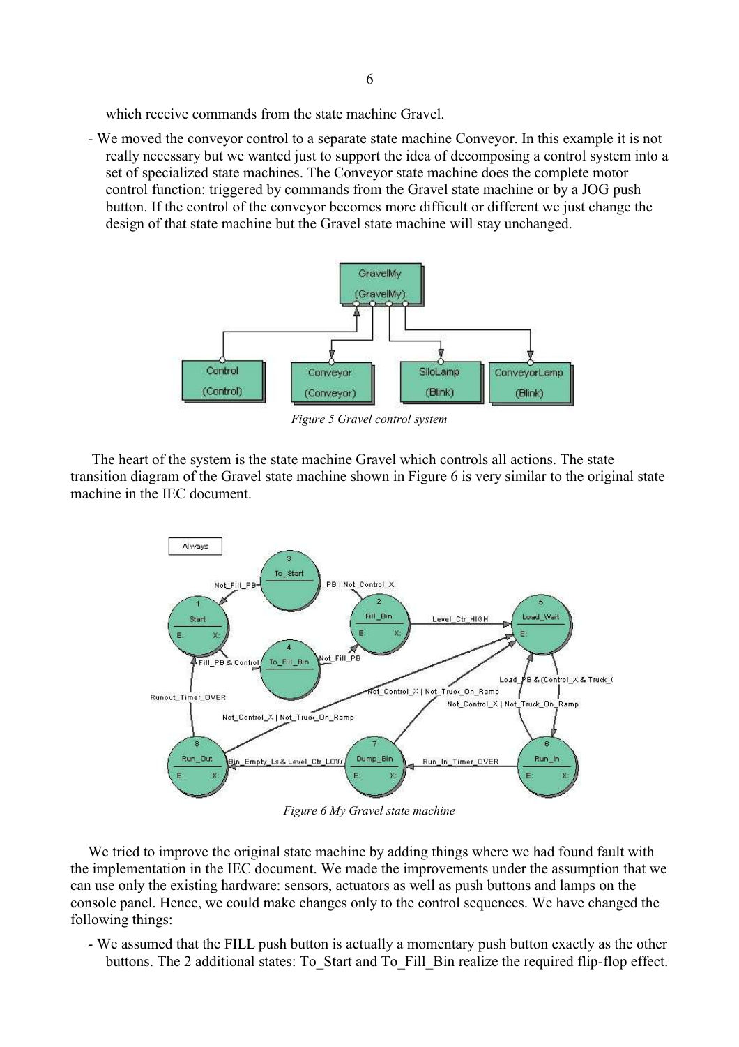which receive commands from the state machine Gravel.

- We moved the conveyor control to a separate state machine Conveyor. In this example it is not really necessary but we wanted just to support the idea of decomposing a control system into a set of specialized state machines. The Conveyor state machine does the complete motor control function: triggered by commands from the Gravel state machine or by a JOG push button. If the control of the conveyor becomes more difficult or different we just change the design of that state machine but the Gravel state machine will stay unchanged.

*Figure 5 Gravel control system*

The heart of the system is the state machine Gravel which controls all actions. The state transition diagram of the Gravel state machine shown in Figure 6 is very similar to the original state machine in the IEC document.

*Figure 6 My Gravel state machine*

We tried to improve the original state machine by adding things where we had found fault with the implementation in the IEC document. We made the improvements under the assumption that we can use only the existing hardware: sensors, actuators as well as push buttons and lamps on the console panel. Hence, we could make changes only to the control sequences. We have changed the following things:

- We assumed that the FILL push button is actually a momentary push button exactly as the other buttons. The 2 additional states: To_Start and To_Fill_Bin realize the required flip-flop effect.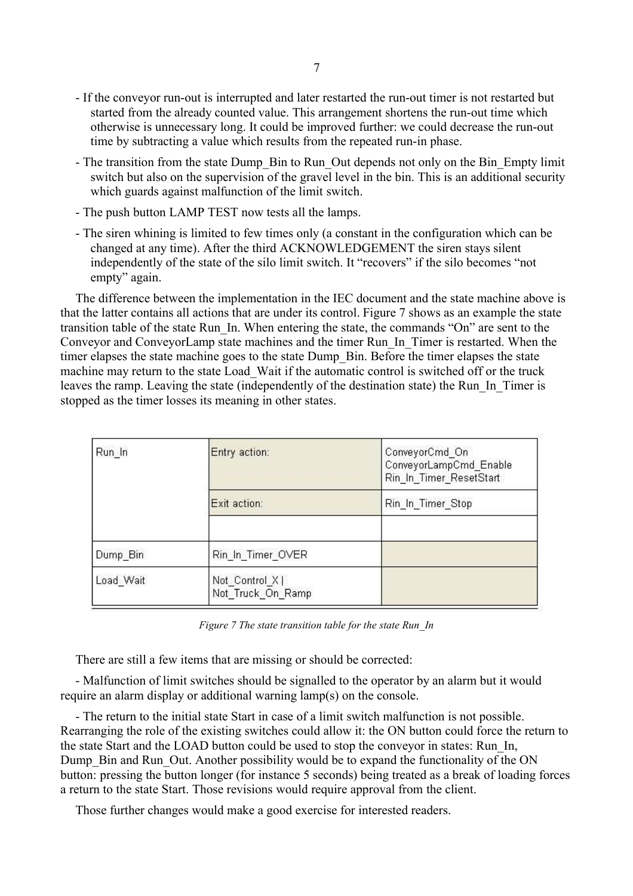- If the conveyor run-out is interrupted and later restarted the run-out timer is not restarted but started from the already counted value. This arrangement shortens the run-out time which otherwise is unnecessary long. It could be improved further: we could decrease the run-out time by subtracting a value which results from the repeated run-in phase.

- The transition from the state Dump_Bin to Run_Out depends not only on the Bin_Empty limit switch but also on the supervision of the gravel level in the bin. This is an additional security which guards against malfunction of the limit switch.

- The push button LAMP TEST now tests all the lamps.

- The siren whining is limited to few times only (a constant in the configuration which can be changed at any time). After the third ACKNOWLEDGEMENT the siren stays silent independently of the state of the silo limit switch. It "recovers" if the silo becomes "not empty" again.

The difference between the implementation in the IEC document and the state machine above is that the latter contains all actions that are under its control. Figure 7 shows as an example the state transition table of the state Run_In. When entering the state, the commands "On" are sent to the Conveyor and ConveyorLamp state machines and the timer Run_In_Timer is restarted. When the timer elapses the state machine goes to the state Dump_Bin. Before the timer elapses the state machine may return to the state Load_Wait if the automatic control is switched off or the truck leaves the ramp. Leaving the state (independently of the destination state) the Run_In_Timer is stopped as the timer losses its meaning in other states.

| Run_In | Entry action: | ConveyorCmd_On<br>ConveyorLampCmd_Enable<br>Rin_In_Timer_ResetStart |
|---|---|---|
| | Exit action: | Rin_In_Timer_Stop |
| | | |
| Dump_Bin | Rin_In_Timer_OVER | |
| Load_Wait | Not_Control_X \|<br>Not_Truck_On_Ramp | |

*Figure 7 The state transition table for the state Run_In*

There are still a few items that are missing or should be corrected:

- Malfunction of limit switches should be signalled to the operator by an alarm but it would require an alarm display or additional warning lamp(s) on the console.

- The return to the initial state Start in case of a limit switch malfunction is not possible. Rearranging the role of the existing switches could allow it: the ON button could force the return to the state Start and the LOAD button could be used to stop the conveyor in states: Run_In, Dump_Bin and Run_Out. Another possibility would be to expand the functionality of the ON button: pressing the button longer (for instance 5 seconds) being treated as a break of loading forces a return to the state Start. Those revisions would require approval from the client.

Those further changes would make a good exercise for interested readers.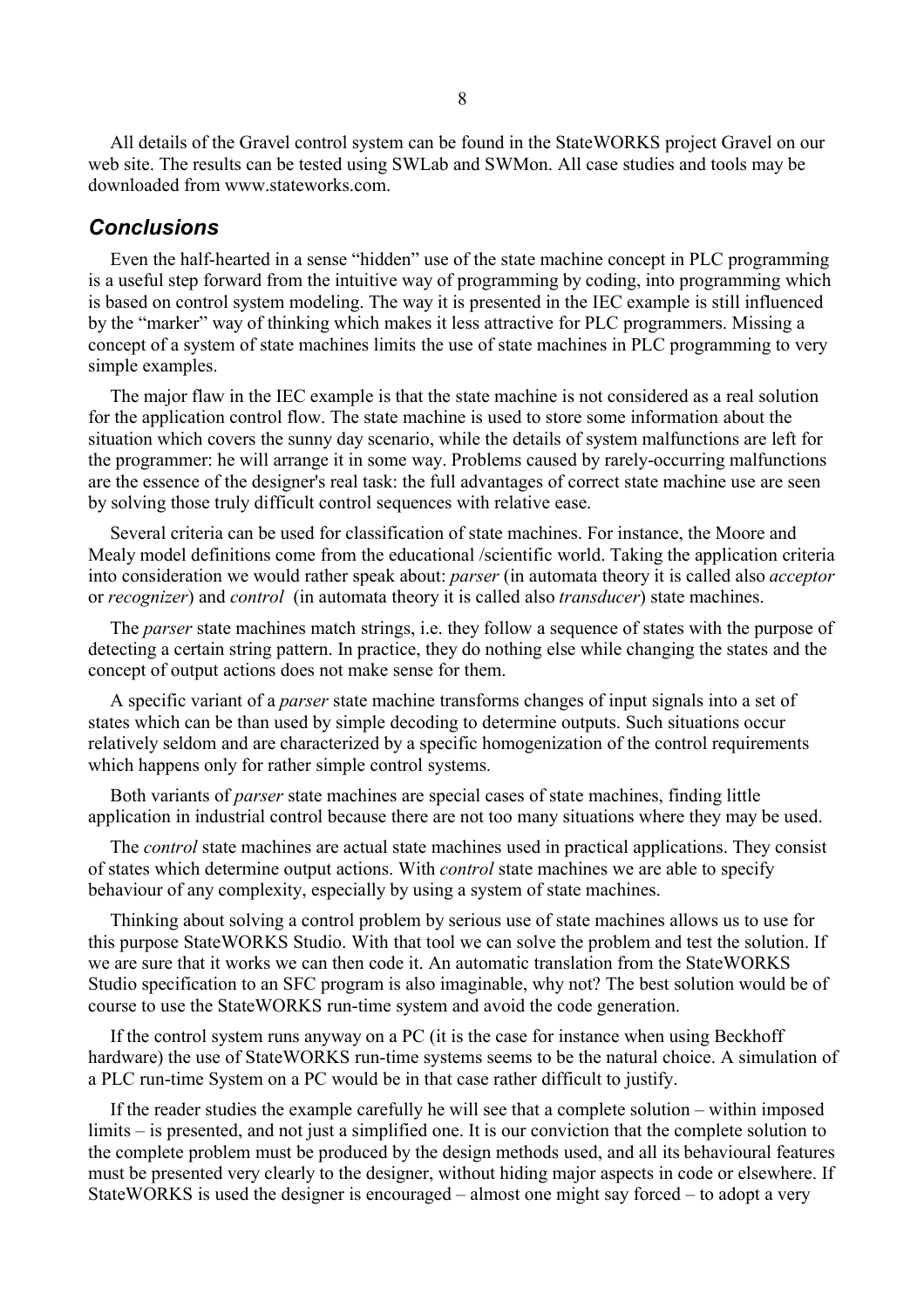All details of the Gravel control system can be found in the StateWORKS project Gravel on our web site. The results can be tested using SWLab and SWMon. All case studies and tools may be downloaded from www.stateworks.com.

## *Conclusions*

Even the half-hearted in a sense "hidden" use of the state machine concept in PLC programming is a useful step forward from the intuitive way of programming by coding, into programming which is based on control system modeling. The way it is presented in the IEC example is still influenced by the "marker" way of thinking which makes it less attractive for PLC programmers. Missing a concept of a system of state machines limits the use of state machines in PLC programming to very simple examples.

The major flaw in the IEC example is that the state machine is not considered as a real solution for the application control flow. The state machine is used to store some information about the situation which covers the sunny day scenario, while the details of system malfunctions are left for the programmer: he will arrange it in some way. Problems caused by rarely-occurring malfunctions are the essence of the designer's real task: the full advantages of correct state machine use are seen by solving those truly difficult control sequences with relative ease.

Several criteria can be used for classification of state machines. For instance, the Moore and Mealy model definitions come from the educational /scientific world. Taking the application criteria into consideration we would rather speak about: *parser* (in automata theory it is called also *acceptor* or *recognizer*) and *control* (in automata theory it is called also *transducer*) state machines.

The *parser* state machines match strings, i.e. they follow a sequence of states with the purpose of detecting a certain string pattern. In practice, they do nothing else while changing the states and the concept of output actions does not make sense for them.

A specific variant of a *parser* state machine transforms changes of input signals into a set of states which can be than used by simple decoding to determine outputs. Such situations occur relatively seldom and are characterized by a specific homogenization of the control requirements which happens only for rather simple control systems.

Both variants of *parser* state machines are special cases of state machines, finding little application in industrial control because there are not too many situations where they may be used.

The *control* state machines are actual state machines used in practical applications. They consist of states which determine output actions. With *control* state machines we are able to specify behaviour of any complexity, especially by using a system of state machines.

Thinking about solving a control problem by serious use of state machines allows us to use for this purpose StateWORKS Studio. With that tool we can solve the problem and test the solution. If we are sure that it works we can then code it. An automatic translation from the StateWORKS Studio specification to an SFC program is also imaginable, why not? The best solution would be of course to use the StateWORKS run-time system and avoid the code generation.

If the control system runs anyway on a PC (it is the case for instance when using Beckhoff hardware) the use of StateWORKS run-time systems seems to be the natural choice. A simulation of a PLC run-time System on a PC would be in that case rather difficult to justify.

If the reader studies the example carefully he will see that a complete solution – within imposed limits – is presented, and not just a simplified one. It is our conviction that the complete solution to the complete problem must be produced by the design methods used, and all its behavioural features must be presented very clearly to the designer, without hiding major aspects in code or elsewhere. If StateWORKS is used the designer is encouraged – almost one might say forced – to adopt a very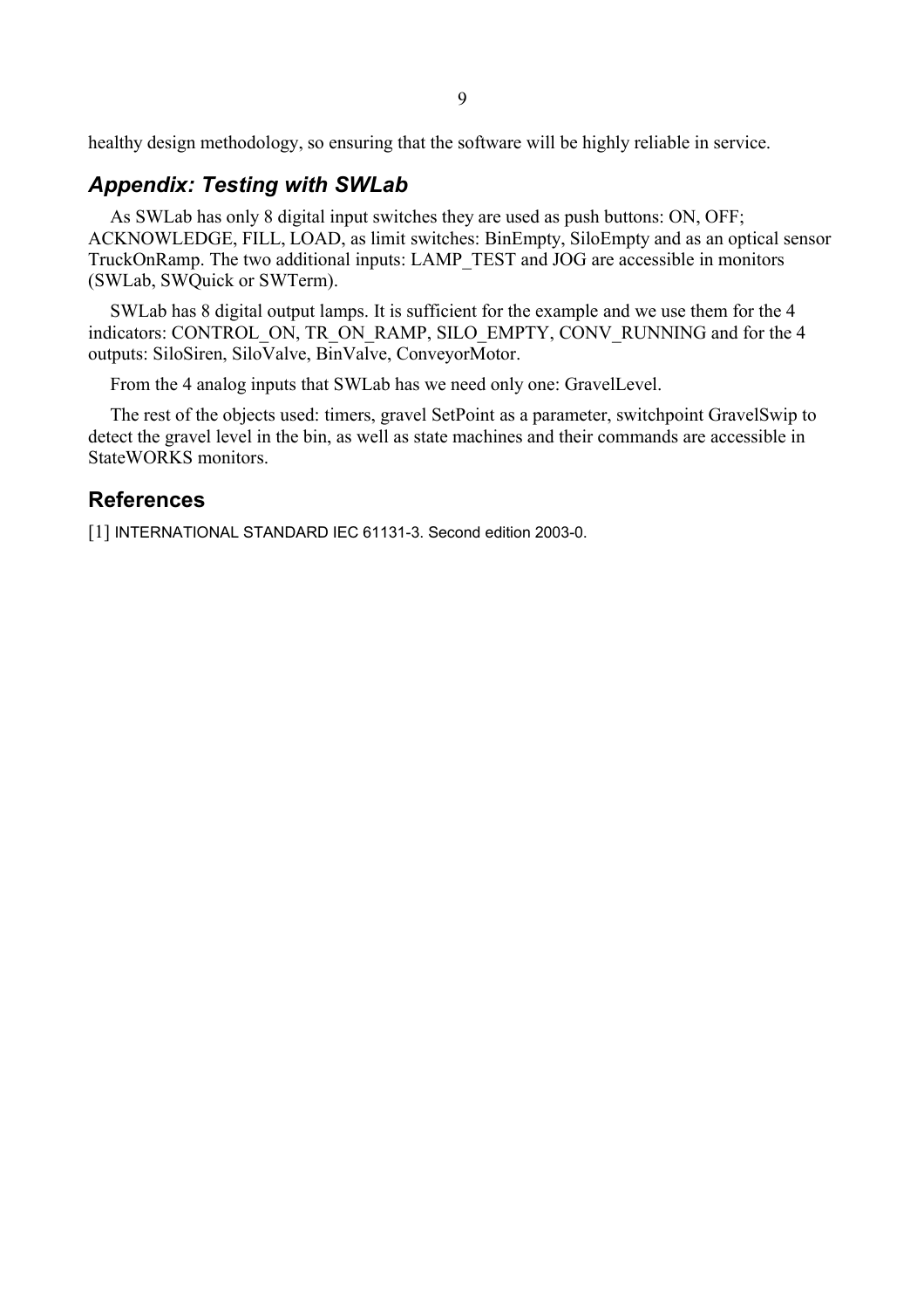healthy design methodology, so ensuring that the software will be highly reliable in service.

## *Appendix: Testing with SWLab*

As SWLab has only 8 digital input switches they are used as push buttons: ON, OFF; ACKNOWLEDGE, FILL, LOAD, as limit switches: BinEmpty, SiloEmpty and as an optical sensor TruckOnRamp. The two additional inputs: LAMP_TEST and JOG are accessible in monitors (SWLab, SWQuick or SWTerm).

SWLab has 8 digital output lamps. It is sufficient for the example and we use them for the 4 indicators: CONTROL_ON, TR_ON_RAMP, SILO_EMPTY, CONV_RUNNING and for the 4 outputs: SiloSiren, SiloValve, BinValve, ConveyorMotor.

From the 4 analog inputs that SWLab has we need only one: GravelLevel.

The rest of the objects used: timers, gravel SetPoint as a parameter, switchpoint GravelSwip to detect the gravel level in the bin, as well as state machines and their commands are accessible in StateWORKS monitors.

## References

[1] INTERNATIONAL STANDARD IEC 61131-3. Second edition 2003-0.